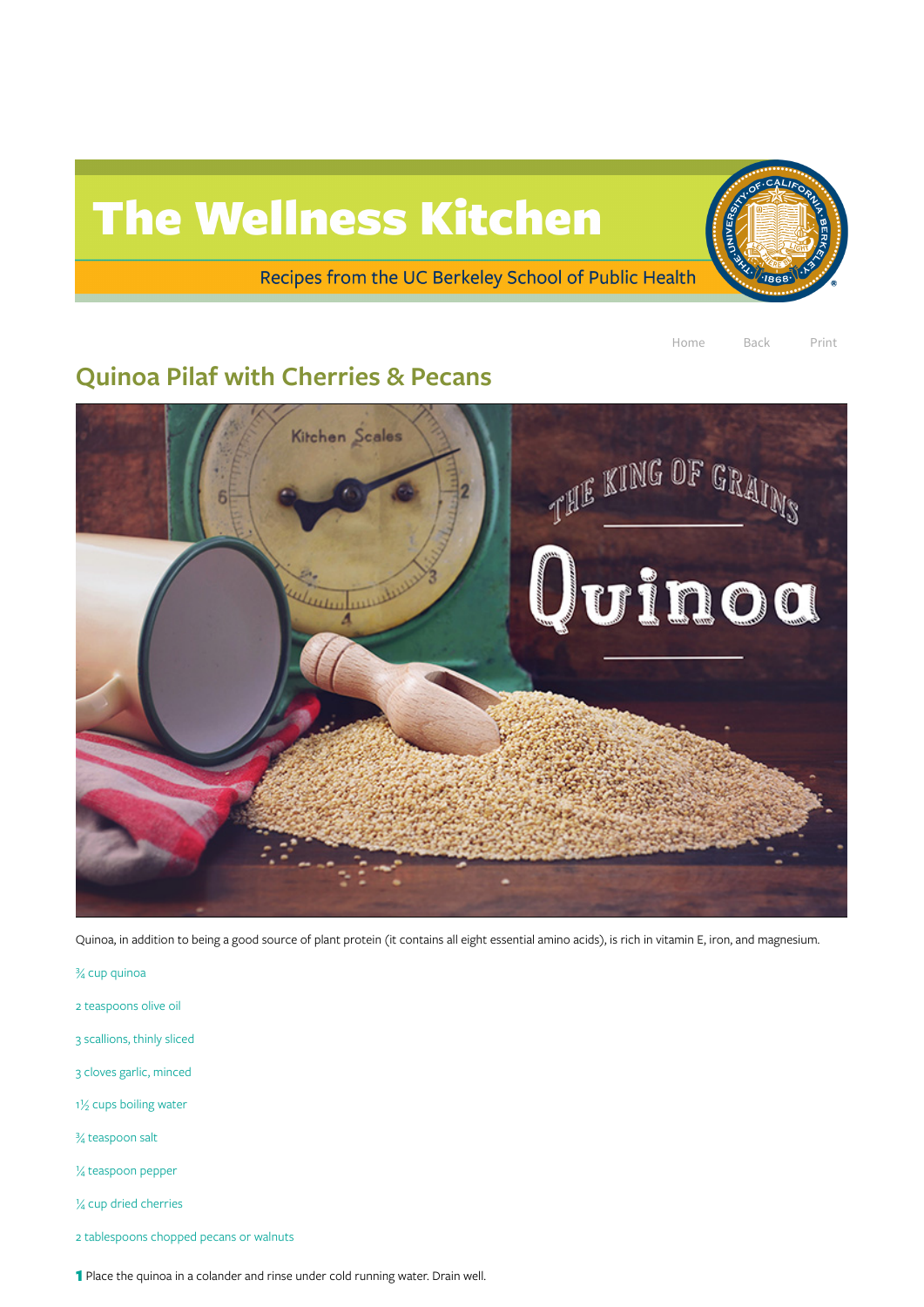# The Wellness Kitchen

Recipes from the UC Berkeley School of Public Health

Home Back Print

## Quinoa Pilaf with Cherries & Pecans

Quinoa, in addition to being a good source of plant protein (it contains all eight essential amino acids), is rich in vitamin E, iron, and magnesium.

¾ cup quinoa

2 teaspoons olive oil

3 scallions, thinly sliced

3 cloves garlic, minced

1½ cups boiling water

¾ teaspoon salt

¼ teaspoon pepper

¼ cup dried cherries

2 tablespoons chopped pecans or walnuts

**1** Place the quinoa in a colander and rinse under cold running water. Drain well.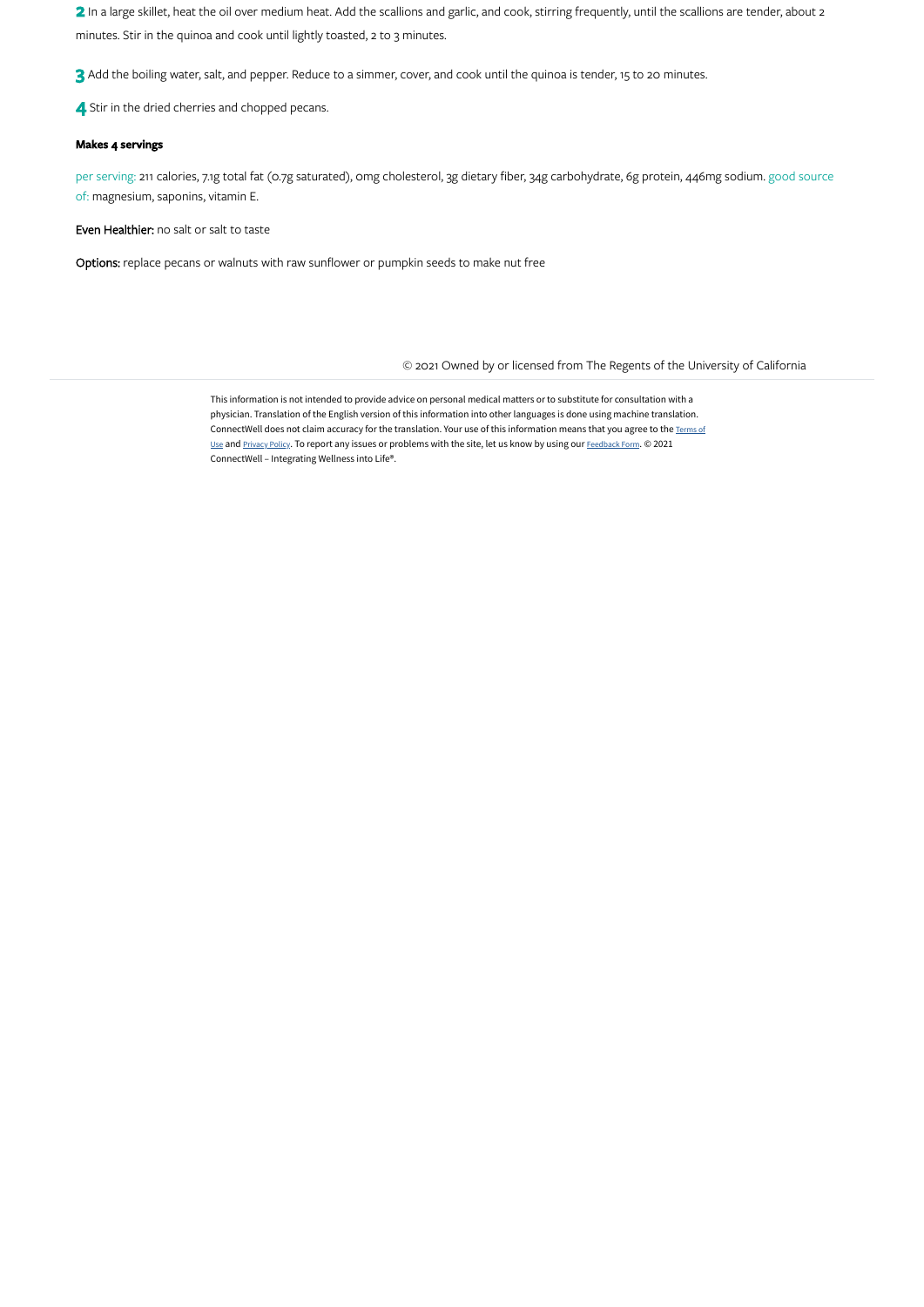**2** In a large skillet, heat the oil over medium heat. Add the scallions and garlic, and cook, stirring frequently, until the scallions are tender, about 2 minutes. Stir in the quinoa and cook until lightly toasted, 2 to 3 minutes.

**3** Add the boiling water, salt, and pepper. Reduce to a simmer, cover, and cook until the quinoa is tender, 15 to 20 minutes.

**4** Stir in the dried cherries and chopped pecans.

**Makes 4 servings**

per serving: 211 calories, 7.1g total fat (0.7g saturated), 0mg cholesterol, 3g dietary fiber, 34g carbohydrate, 6g protein, 446mg sodium. good source of: magnesium, saponins, vitamin E.

Even Healthier: no salt or salt to taste

Options: replace pecans or walnuts with raw sunflower or pumpkin seeds to make nut free

© 2021 Owned by or licensed from The Regents of the University of California

This information is not intended to provide advice on personal medical matters or to substitute for consultation with a physician. Translation of the English version of this information into other languages is done using machine translation. ConnectWell does not claim accuracy for the translation. Your use of this information means that you agree to the Terms of Use and Privacy Policy. To report any issues or problems with the site, let us know by using our Feedback Form. © 2021 ConnectWell – Integrating Wellness into Life®.